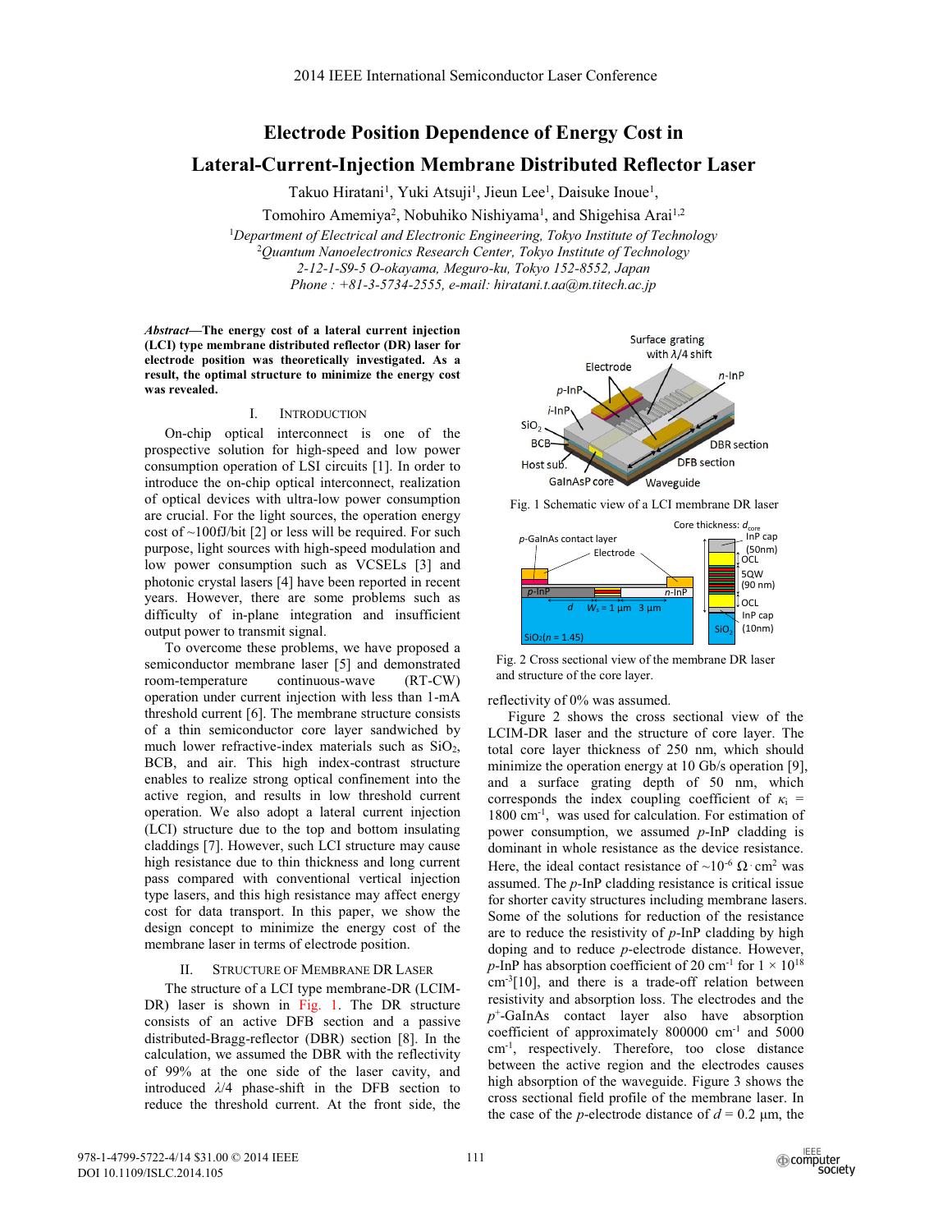# Electrode Position Dependence of Energy Cost in Lateral-Current-Injection Membrane Distributed Reflector Laser

Takuo Hiratani[1], Yuki Atsuji[1], Jieun Lee[1], Daisuke Inoue[1], Tomohiro Amemiya[2], Nobuhiko Nishiyama[1], and Shigehisa Arai[1,2]

[1]*Department of Electrical and Electronic Engineering, Tokyo Institute of Technology*
[2]*Quantum Nanoelectronics Research Center, Tokyo Institute of Technology*
*2-12-1-S9-5 O-okayama, Meguro-ku, Tokyo 152-8552, Japan*
*Phone : +81-3-5734-2555, e-mail: hiratani.t.aa@m.titech.ac.jp*

***Abstract*—The energy cost of a lateral current injection (LCI) type membrane distributed reflector (DR) laser for electrode position was theoretically investigated. As a result, the optimal structure to minimize the energy cost was revealed.**

## I. Introduction

On-chip optical interconnect is one of the prospective solution for high-speed and low power consumption operation of LSI circuits [1]. In order to introduce the on-chip optical interconnect, realization of optical devices with ultra-low power consumption are crucial. For the light sources, the operation energy cost of ~100fJ/bit [2] or less will be required. For such purpose, light sources with high-speed modulation and low power consumption such as VCSELs [3] and photonic crystal lasers [4] have been reported in recent years. However, there are some problems such as difficulty of in-plane integration and insufficient output power to transmit signal.

To overcome these problems, we have proposed a semiconductor membrane laser [5] and demonstrated room-temperature continuous-wave (RT-CW) operation under current injection with less than 1-mA threshold current [6]. The membrane structure consists of a thin semiconductor core layer sandwiched by much lower refractive-index materials such as $SiO_2$, BCB, and air. This high index-contrast structure enables to realize strong optical confinement into the active region, and results in low threshold current operation. We also adopt a lateral current injection (LCI) structure due to the top and bottom insulating claddings [7]. However, such LCI structure may cause high resistance due to thin thickness and long current pass compared with conventional vertical injection type lasers, and this high resistance may affect energy cost for data transport. In this paper, we show the design concept to minimize the energy cost of the membrane laser in terms of electrode position.

## II. Structure of Membrane DR Laser

The structure of a LCI type membrane-DR (LCIM-DR) laser is shown in Fig. 1. The DR structure consists of an active DFB section and a passive distributed-Bragg-reflector (DBR) section [8]. In the calculation, we assumed the DBR with the reflectivity of 99% at the one side of the laser cavity, and introduced $\lambda/4$ phase-shift in the DFB section to reduce the threshold current. At the front side, the reflectivity of 0% was assumed.

Fig. 1 Schematic view of a LCI membrane DR laser

Fig. 2 Cross sectional view of the membrane DR laser and structure of the core layer.

Figure 2 shows the cross sectional view of the LCIM-DR laser and the structure of core layer. The total core layer thickness of 250 nm, which should minimize the operation energy at 10 Gb/s operation [9], and a surface grating depth of 50 nm, which corresponds the index coupling coefficient of $\kappa_i$ = 1800 cm$^{-1}$, was used for calculation. For estimation of power consumption, we assumed *p*-InP cladding is dominant in whole resistance as the device resistance. Here, the ideal contact resistance of ~$10^{-6}$ $\Omega\cdot$cm$^2$ was assumed. The *p*-InP cladding resistance is critical issue for shorter cavity structures including membrane lasers. Some of the solutions for reduction of the resistance are to reduce the resistivity of *p*-InP cladding by high doping and to reduce *p*-electrode distance. However, *p*-InP has absorption coefficient of 20 cm$^{-1}$ for 1 × $10^{18}$ cm$^{-3}$[10], and there is a trade-off relation between resistivity and absorption loss. The electrodes and the $p^+$-GaInAs contact layer also have absorption coefficient of approximately 800000 cm$^{-1}$ and 5000 cm$^{-1}$, respectively. Therefore, too close distance between the active region and the electrodes causes high absorption of the waveguide. Figure 3 shows the cross sectional field profile of the membrane laser. In the case of the *p*-electrode distance of *d* = 0.2 µm, the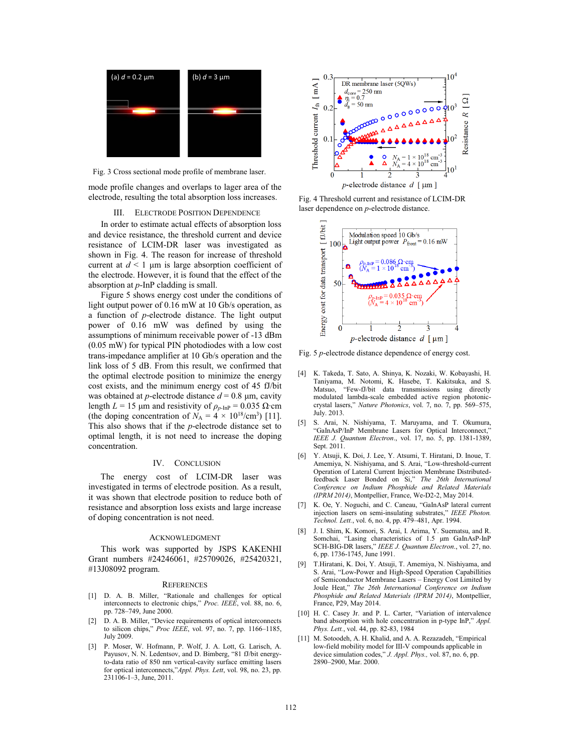(a) $d$ = 0.2 μm

(b) $d$ = 3 μm

Fig. 3 Cross sectional mode profile of membrane laser.

mode profile changes and overlaps to lager area of the electrode, resulting the total absorption loss increases.

## III. Electrode Position Dependence

In order to estimate actual effects of absorption loss and device resistance, the threshold current and device resistance of LCIM-DR laser was investigated as shown in Fig. 4. The reason for increase of threshold current at $d$ < 1 μm is large absorption coefficient of the electrode. However, it is found that the effect of the absorption at $p$-InP cladding is small.

Figure 5 shows energy cost under the conditions of light output power of 0.16 mW at 10 Gb/s operation, as a function of $p$-electrode distance. The light output power of 0.16 mW was defined by using the assumptions of minimum receivable power of -13 dBm (0.05 mW) for typical PIN photodiodes with a low cost trans-impedance amplifier at 10 Gb/s operation and the link loss of 5 dB. From this result, we confirmed that the optimal electrode position to minimize the energy cost exists, and the minimum energy cost of 45 fJ/bit was obtained at $p$-electrode distance $d$ = 0.8 μm, cavity length $L$ = 15 μm and resistivity of $\rho_{p\text{-InP}}$ = 0.035 Ω·cm (the doping concentration of $N_A$ = 4 × $10^{18}$/cm$^3$) [11]. This also shows that if the $p$-electrode distance set to optimal length, it is not need to increase the doping concentration.

## IV. Conclusion

The energy cost of LCIM-DR laser was investigated in terms of electrode position. As a result, it was shown that electrode position to reduce both of resistance and absorption loss exists and large increase of doping concentration is not need.

## Acknowledgment

This work was supported by JSPS KAKENHI Grant numbers #24246061, #25709026, #25420321, #13J08092 program.

DR membrane laser (5QWs)
$d_{core}$ = 250 nm
$\eta_i$ = 0.7
$d_g$ = 50 nm
$N_A$ = 1 × $10^{18}$ cm$^{-3}$
$N_A$ = 4 × $10^{18}$ cm$^{-3}$
Threshold current $I_{th}$ [ mA ]
Resistance $R$ [ Ω ]
$p$-electrode distance $d$ [ μm ]
0.3, 0.2, 0.1, 0
0, 1, 2, 3, 4
$10^4$, $10^3$, $10^2$, $10^1$

Fig. 4 Threshold current and resistance of LCIM-DR laser dependence on $p$-electrode distance.

Modulation speed 10 Gb/s
Light output power $P_{front}$ = 0.16 mW
$\rho_{p\text{-InP}}$ = 0.086 Ω·cm ($N_A$ = 1 × $10^{18}$ cm$^{-3}$)
$\rho_{p\text{-InP}}$ = 0.035 Ω·cm ($N_A$ = 4 × $10^{18}$ cm$^{-3}$)
Energy cost for data transport [ fJ/bit ]
$p$-electrode distance $d$ [ μm ]
100, 50, 0
0, 1, 2, 3, 4

Fig. 5 $p$-electrode distance dependence of energy cost.

## References

[1] D. A. B. Miller, "Rationale and challenges for optical interconnects to electronic chips," *Proc. IEEE*, vol. 88, no. 6, pp. 728–749, June 2000.

[2] D. A. B. Miller, "Device requirements of optical interconnects to silicon chips," *Proc IEEE*, vol. 97, no. 7, pp. 1166–1185, July 2009.

[3] P. Moser, W. Hofmann, P. Wolf, J. A. Lott, G. Larisch, A. Payusov, N. N. Ledentsov, and D. Bimberg, "81 fJ/bit energy-to-data ratio of 850 nm vertical-cavity surface emitting lasers for optical interconnects,"*Appl. Phys. Lett*, vol. 98, no. 23, pp. 231106-1–3, June, 2011.

[4] K. Takeda, T. Sato, A. Shinya, K. Nozaki, W. Kobayashi, H. Taniyama, M. Notomi, K. Hasebe, T. Kakitsuka, and S. Matsuo, "Few-fJ/bit data transmissions using directly modulated lambda-scale embedded active region photonic-crystal lasers," *Nature Photonics*, vol. 7, no. 7, pp. 569–575, July. 2013.

[5] S. Arai, N. Nishiyama, T. Maruyama, and T. Okumura, "GaInAsP/InP Membrane Lasers for Optical Interconnect," *IEEE J. Quantum Electron*., vol. 17, no. 5, pp. 1381-1389, Sept. 2011.

[6] Y. Atsuji, K. Doi, J. Lee, Y. Atsumi, T. Hiratani, D. Inoue, T. Amemiya, N. Nishiyama, and S. Arai, "Low-threshold-current Operation of Lateral Current Injection Membrane Distributed-feedback Laser Bonded on Si," *The 26th International Conference on Indium Phosphide and Related Materials (IPRM 2014)*, Montpellier, France, We-D2-2, May 2014.

[7] K. Oe, Y. Noguchi, and C. Caneau, "GaInAsP lateral current injection lasers on semi-insulating substrates," *IEEE Photon. Technol. Lett.*, vol. 6, no. 4, pp. 479–481, Apr. 1994.

[8] J. I. Shim, K. Komori, S. Arai, I. Arima, Y. Suematsu, and R. Somchai, "Lasing characteristics of 1.5 μm GaInAsP-InP SCH-BIG-DR lasers," *IEEE J. Quantum Electron.*, vol. 27, no. 6, pp. 1736-1745, June 1991.

[9] T.Hiratani, K. Doi, Y. Atsuji, T. Amemiya, N. Nishiyama, and S. Arai, "Low-Power and High-Speed Operation Capabillities of Semiconductor Membrane Lasers – Energy Cost Limited by Joule Heat," *The 26th International Conference on Indium Phosphide and Related Materials (IPRM 2014)*, Montpellier, France, P29, May 2014.

[10] H. C. Casey Jr. and P. L. Carter, "Variation of intervalence band absorption with hole concentration in p-type InP," *Appl. Phys. Lett.*, vol. 44, pp. 82-83, 1984

[11] M. Sotoodeh, A. H. Khalid, and A. A. Rezazadeh, "Empirical low-field mobility model for III-V compounds applicable in device simulation codes," *J. Appl. Phys.,* vol. 87, no. 6, pp. 2890–2900, Mar. 2000.